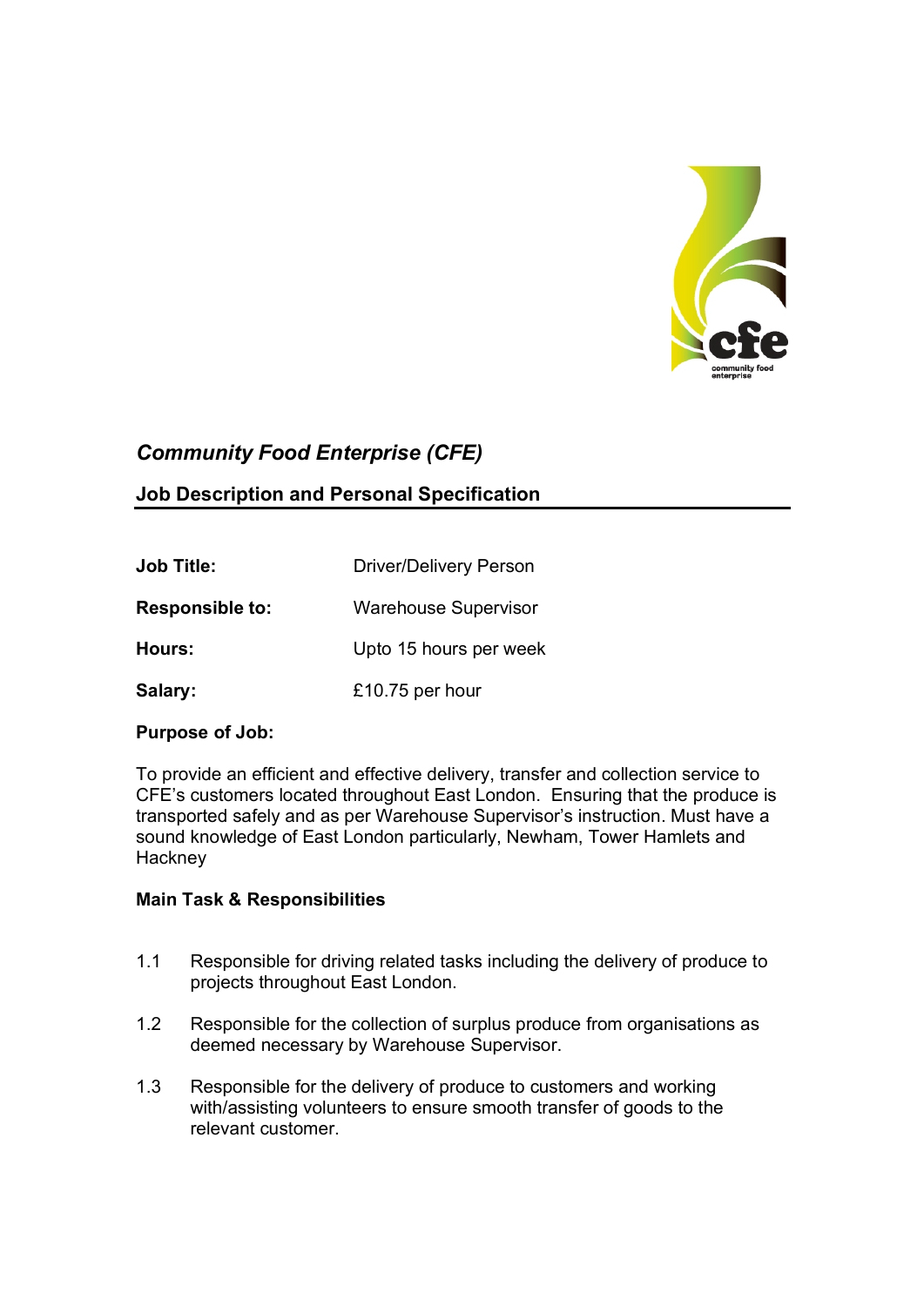# *Community Food Enterprise (CFE)*

## Job Description and Personal Specification

| | |
|---|---|
| **Job Title:** | Driver/Delivery Person |
| **Responsible to:** | Warehouse Supervisor |
| **Hours:** | Upto 15 hours per week |
| **Salary:** | £10.75 per hour |

**Purpose of Job:**

To provide an efficient and effective delivery, transfer and collection service to CFE's customers located throughout East London. Ensuring that the produce is transported safely and as per Warehouse Supervisor's instruction. Must have a sound knowledge of East London particularly, Newham, Tower Hamlets and Hackney

**Main Task & Responsibilities**

1.1 Responsible for driving related tasks including the delivery of produce to projects throughout East London.

1.2 Responsible for the collection of surplus produce from organisations as deemed necessary by Warehouse Supervisor.

1.3 Responsible for the delivery of produce to customers and working with/assisting volunteers to ensure smooth transfer of goods to the relevant customer.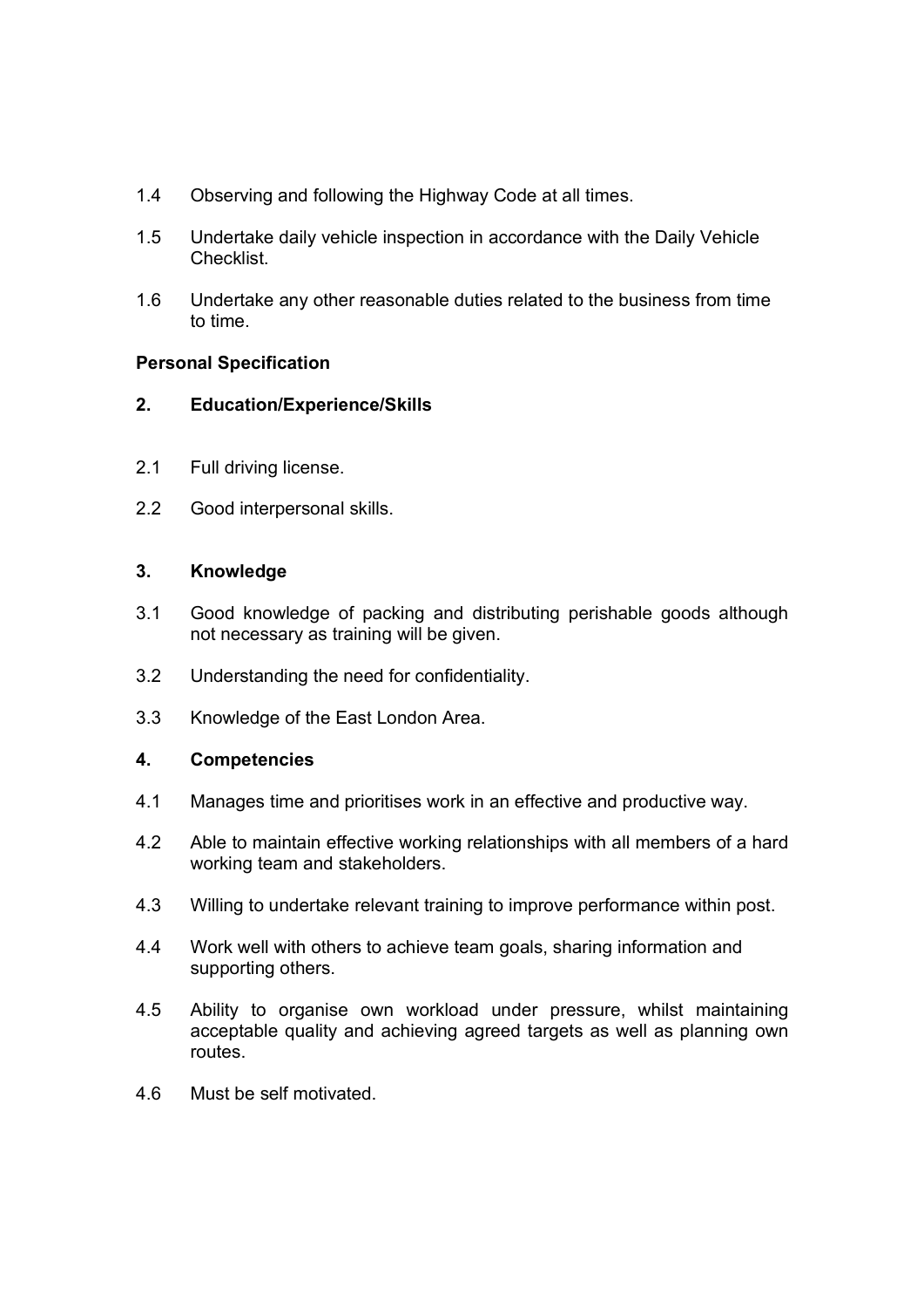1.4 Observing and following the Highway Code at all times.

1.5 Undertake daily vehicle inspection in accordance with the Daily Vehicle Checklist.

1.6 Undertake any other reasonable duties related to the business from time to time.

**Personal Specification**

**2. Education/Experience/Skills**

2.1 Full driving license.

2.2 Good interpersonal skills.

**3. Knowledge**

3.1 Good knowledge of packing and distributing perishable goods although not necessary as training will be given.

3.2 Understanding the need for confidentiality.

3.3 Knowledge of the East London Area.

**4. Competencies**

4.1 Manages time and prioritises work in an effective and productive way.

4.2 Able to maintain effective working relationships with all members of a hard working team and stakeholders.

4.3 Willing to undertake relevant training to improve performance within post.

4.4 Work well with others to achieve team goals, sharing information and supporting others.

4.5 Ability to organise own workload under pressure, whilst maintaining acceptable quality and achieving agreed targets as well as planning own routes.

4.6 Must be self motivated.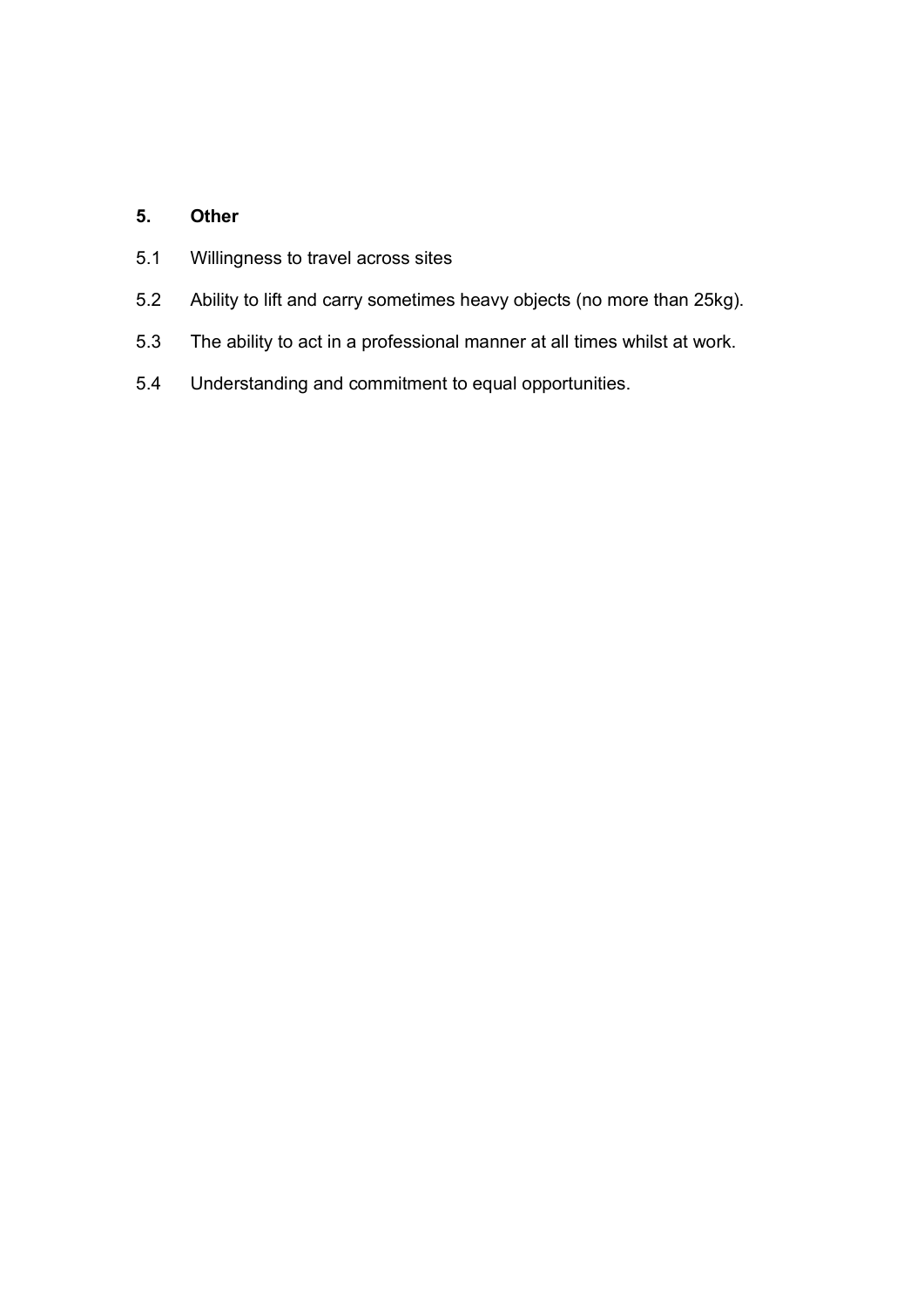## 5. Other

5.1 Willingness to travel across sites

5.2 Ability to lift and carry sometimes heavy objects (no more than 25kg).

5.3 The ability to act in a professional manner at all times whilst at work.

5.4 Understanding and commitment to equal opportunities.